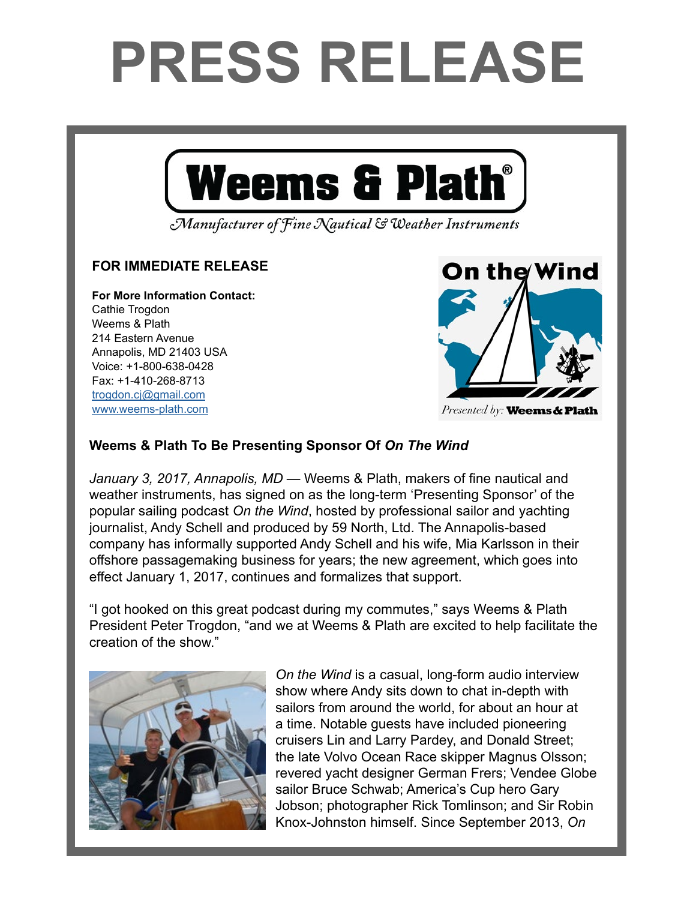# PRESS RELEASE

**Weems & Plath®**

*Manufacturer of Fine Nautical & Weather Instruments*

**FOR IMMEDIATE RELEASE**

**For More Information Contact:**
Cathie Trogdon
Weems & Plath
214 Eastern Avenue
Annapolis, MD 21403 USA
Voice: +1-800-638-0428
Fax: +1-410-268-8713
trogdon.cj@gmail.com
www.weems-plath.com

On the Wind

*Presented by:* **Weems & Plath**

### Weems & Plath To Be Presenting Sponsor Of *On The Wind*

*January 3, 2017, Annapolis, MD* — Weems & Plath, makers of fine nautical and weather instruments, has signed on as the long-term 'Presenting Sponsor' of the popular sailing podcast *On the Wind*, hosted by professional sailor and yachting journalist, Andy Schell and produced by 59 North, Ltd. The Annapolis-based company has informally supported Andy Schell and his wife, Mia Karlsson in their offshore passagemaking business for years; the new agreement, which goes into effect January 1, 2017, continues and formalizes that support.

"I got hooked on this great podcast during my commutes," says Weems & Plath President Peter Trogdon, "and we at Weems & Plath are excited to help facilitate the creation of the show."

*On the Wind* is a casual, long-form audio interview show where Andy sits down to chat in-depth with sailors from around the world, for about an hour at a time. Notable guests have included pioneering cruisers Lin and Larry Pardey, and Donald Street; the late Volvo Ocean Race skipper Magnus Olsson; revered yacht designer German Frers; Vendee Globe sailor Bruce Schwab; America's Cup hero Gary Jobson; photographer Rick Tomlinson; and Sir Robin Knox-Johnston himself. Since September 2013, *On*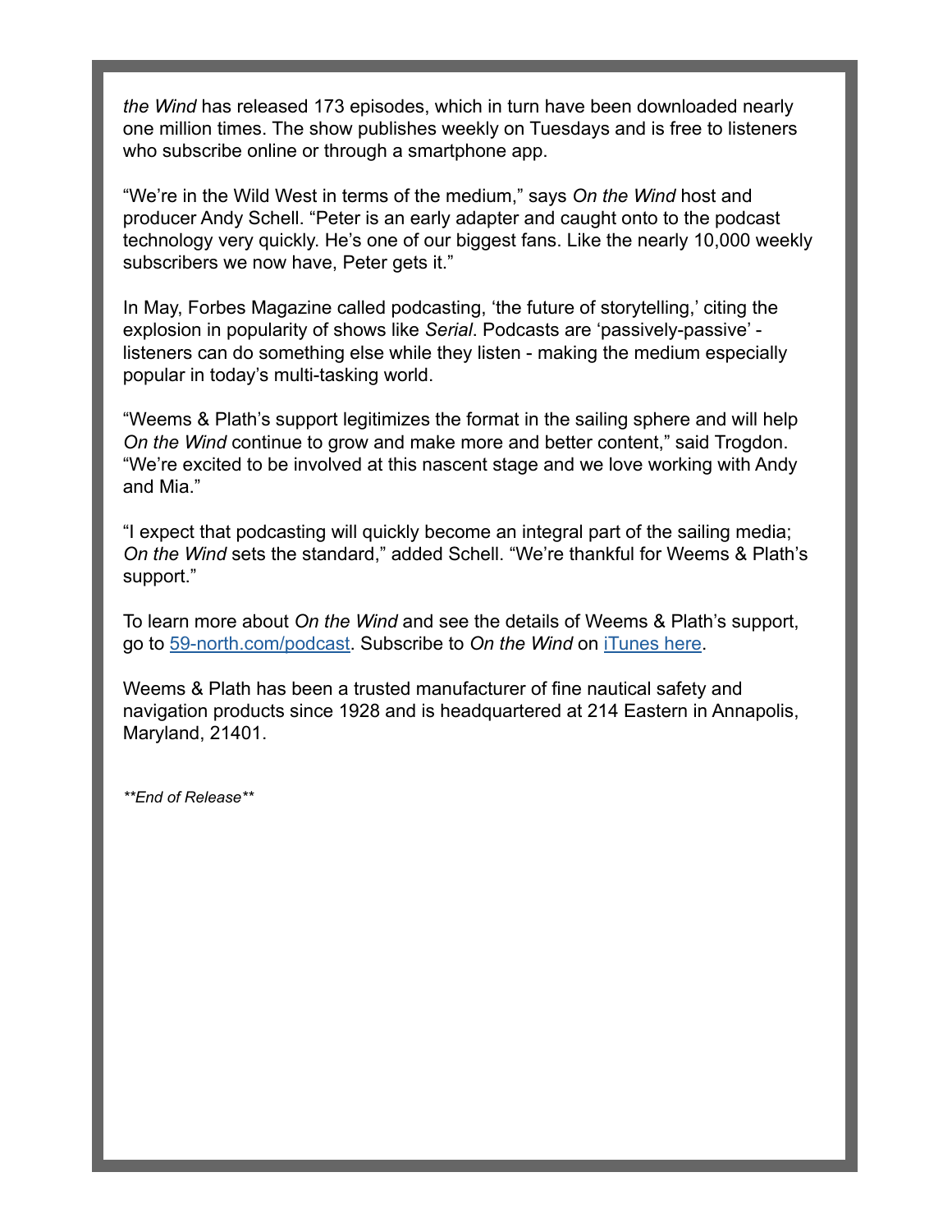*the Wind* has released 173 episodes, which in turn have been downloaded nearly one million times. The show publishes weekly on Tuesdays and is free to listeners who subscribe online or through a smartphone app.

"We're in the Wild West in terms of the medium," says *On the Wind* host and producer Andy Schell. "Peter is an early adapter and caught onto to the podcast technology very quickly. He's one of our biggest fans. Like the nearly 10,000 weekly subscribers we now have, Peter gets it."

In May, Forbes Magazine called podcasting, 'the future of storytelling,' citing the explosion in popularity of shows like *Serial*. Podcasts are 'passively-passive' - listeners can do something else while they listen - making the medium especially popular in today's multi-tasking world.

"Weems & Plath's support legitimizes the format in the sailing sphere and will help *On the Wind* continue to grow and make more and better content," said Trogdon. "We're excited to be involved at this nascent stage and we love working with Andy and Mia."

"I expect that podcasting will quickly become an integral part of the sailing media; *On the Wind* sets the standard," added Schell. "We're thankful for Weems & Plath's support."

To learn more about *On the Wind* and see the details of Weems & Plath's support, go to [59-north.com/podcast](59-north.com/podcast). Subscribe to *On the Wind* on [iTunes here](iTunes here).

Weems & Plath has been a trusted manufacturer of fine nautical safety and navigation products since 1928 and is headquartered at 214 Eastern in Annapolis, Maryland, 21401.

*\*\*End of Release\*\**